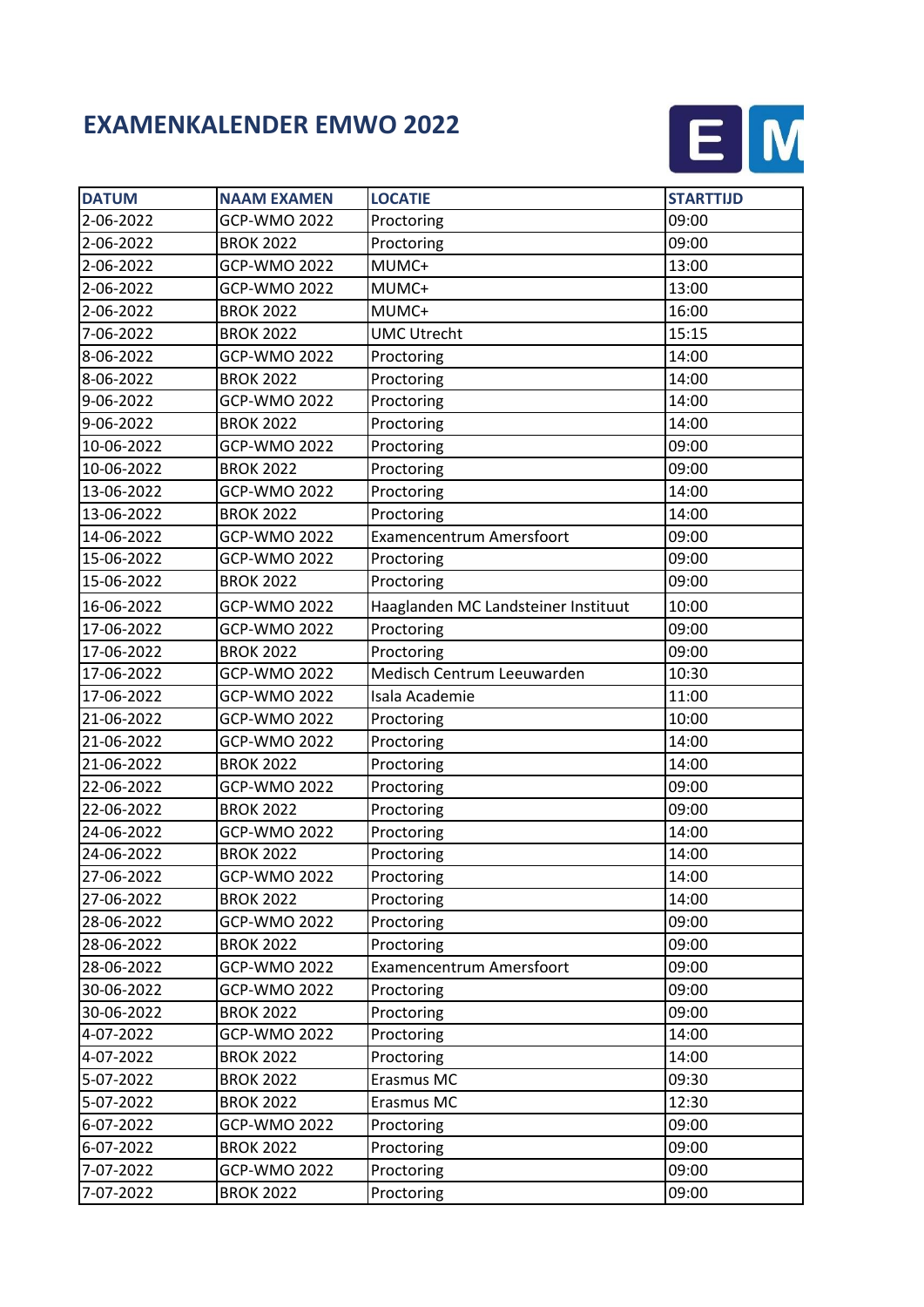# EXAMENKALENDER EMWO 2022

| DATUM | NAAM EXAMEN | LOCATIE | STARTTIJD |
|---|---|---|---|
| 2-06-2022 | GCP-WMO 2022 | Proctoring | 09:00 |
| 2-06-2022 | BROK 2022 | Proctoring | 09:00 |
| 2-06-2022 | GCP-WMO 2022 | MUMC+ | 13:00 |
| 2-06-2022 | GCP-WMO 2022 | MUMC+ | 13:00 |
| 2-06-2022 | BROK 2022 | MUMC+ | 16:00 |
| 7-06-2022 | BROK 2022 | UMC Utrecht | 15:15 |
| 8-06-2022 | GCP-WMO 2022 | Proctoring | 14:00 |
| 8-06-2022 | BROK 2022 | Proctoring | 14:00 |
| 9-06-2022 | GCP-WMO 2022 | Proctoring | 14:00 |
| 9-06-2022 | BROK 2022 | Proctoring | 14:00 |
| 10-06-2022 | GCP-WMO 2022 | Proctoring | 09:00 |
| 10-06-2022 | BROK 2022 | Proctoring | 09:00 |
| 13-06-2022 | GCP-WMO 2022 | Proctoring | 14:00 |
| 13-06-2022 | BROK 2022 | Proctoring | 14:00 |
| 14-06-2022 | GCP-WMO 2022 | Examencentrum Amersfoort | 09:00 |
| 15-06-2022 | GCP-WMO 2022 | Proctoring | 09:00 |
| 15-06-2022 | BROK 2022 | Proctoring | 09:00 |
| 16-06-2022 | GCP-WMO 2022 | Haaglanden MC Landsteiner Instituut | 10:00 |
| 17-06-2022 | GCP-WMO 2022 | Proctoring | 09:00 |
| 17-06-2022 | BROK 2022 | Proctoring | 09:00 |
| 17-06-2022 | GCP-WMO 2022 | Medisch Centrum Leeuwarden | 10:30 |
| 17-06-2022 | GCP-WMO 2022 | Isala Academie | 11:00 |
| 21-06-2022 | GCP-WMO 2022 | Proctoring | 10:00 |
| 21-06-2022 | GCP-WMO 2022 | Proctoring | 14:00 |
| 21-06-2022 | BROK 2022 | Proctoring | 14:00 |
| 22-06-2022 | GCP-WMO 2022 | Proctoring | 09:00 |
| 22-06-2022 | BROK 2022 | Proctoring | 09:00 |
| 24-06-2022 | GCP-WMO 2022 | Proctoring | 14:00 |
| 24-06-2022 | BROK 2022 | Proctoring | 14:00 |
| 27-06-2022 | GCP-WMO 2022 | Proctoring | 14:00 |
| 27-06-2022 | BROK 2022 | Proctoring | 14:00 |
| 28-06-2022 | GCP-WMO 2022 | Proctoring | 09:00 |
| 28-06-2022 | BROK 2022 | Proctoring | 09:00 |
| 28-06-2022 | GCP-WMO 2022 | Examencentrum Amersfoort | 09:00 |
| 30-06-2022 | GCP-WMO 2022 | Proctoring | 09:00 |
| 30-06-2022 | BROK 2022 | Proctoring | 09:00 |
| 4-07-2022 | GCP-WMO 2022 | Proctoring | 14:00 |
| 4-07-2022 | BROK 2022 | Proctoring | 14:00 |
| 5-07-2022 | BROK 2022 | Erasmus MC | 09:30 |
| 5-07-2022 | BROK 2022 | Erasmus MC | 12:30 |
| 6-07-2022 | GCP-WMO 2022 | Proctoring | 09:00 |
| 6-07-2022 | BROK 2022 | Proctoring | 09:00 |
| 7-07-2022 | GCP-WMO 2022 | Proctoring | 09:00 |
| 7-07-2022 | BROK 2022 | Proctoring | 09:00 |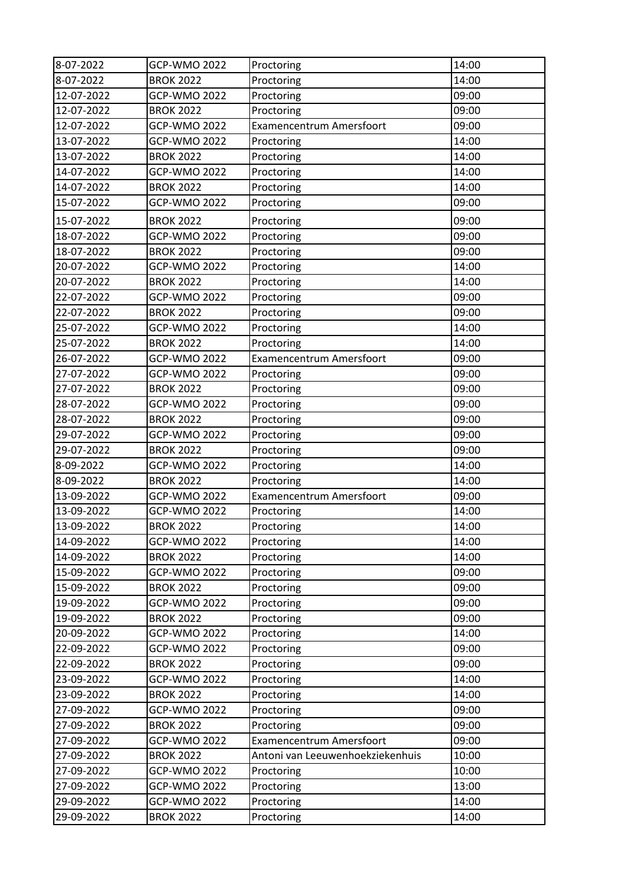| | | | |
|---|---|---|---|
| 8-07-2022 | GCP-WMO 2022 | Proctoring | 14:00 |
| 8-07-2022 | BROK 2022 | Proctoring | 14:00 |
| 12-07-2022 | GCP-WMO 2022 | Proctoring | 09:00 |
| 12-07-2022 | BROK 2022 | Proctoring | 09:00 |
| 12-07-2022 | GCP-WMO 2022 | Examencentrum Amersfoort | 09:00 |
| 13-07-2022 | GCP-WMO 2022 | Proctoring | 14:00 |
| 13-07-2022 | BROK 2022 | Proctoring | 14:00 |
| 14-07-2022 | GCP-WMO 2022 | Proctoring | 14:00 |
| 14-07-2022 | BROK 2022 | Proctoring | 14:00 |
| 15-07-2022 | GCP-WMO 2022 | Proctoring | 09:00 |
| 15-07-2022 | BROK 2022 | Proctoring | 09:00 |
| 18-07-2022 | GCP-WMO 2022 | Proctoring | 09:00 |
| 18-07-2022 | BROK 2022 | Proctoring | 09:00 |
| 20-07-2022 | GCP-WMO 2022 | Proctoring | 14:00 |
| 20-07-2022 | BROK 2022 | Proctoring | 14:00 |
| 22-07-2022 | GCP-WMO 2022 | Proctoring | 09:00 |
| 22-07-2022 | BROK 2022 | Proctoring | 09:00 |
| 25-07-2022 | GCP-WMO 2022 | Proctoring | 14:00 |
| 25-07-2022 | BROK 2022 | Proctoring | 14:00 |
| 26-07-2022 | GCP-WMO 2022 | Examencentrum Amersfoort | 09:00 |
| 27-07-2022 | GCP-WMO 2022 | Proctoring | 09:00 |
| 27-07-2022 | BROK 2022 | Proctoring | 09:00 |
| 28-07-2022 | GCP-WMO 2022 | Proctoring | 09:00 |
| 28-07-2022 | BROK 2022 | Proctoring | 09:00 |
| 29-07-2022 | GCP-WMO 2022 | Proctoring | 09:00 |
| 29-07-2022 | BROK 2022 | Proctoring | 09:00 |
| 8-09-2022 | GCP-WMO 2022 | Proctoring | 14:00 |
| 8-09-2022 | BROK 2022 | Proctoring | 14:00 |
| 13-09-2022 | GCP-WMO 2022 | Examencentrum Amersfoort | 09:00 |
| 13-09-2022 | GCP-WMO 2022 | Proctoring | 14:00 |
| 13-09-2022 | BROK 2022 | Proctoring | 14:00 |
| 14-09-2022 | GCP-WMO 2022 | Proctoring | 14:00 |
| 14-09-2022 | BROK 2022 | Proctoring | 14:00 |
| 15-09-2022 | GCP-WMO 2022 | Proctoring | 09:00 |
| 15-09-2022 | BROK 2022 | Proctoring | 09:00 |
| 19-09-2022 | GCP-WMO 2022 | Proctoring | 09:00 |
| 19-09-2022 | BROK 2022 | Proctoring | 09:00 |
| 20-09-2022 | GCP-WMO 2022 | Proctoring | 14:00 |
| 22-09-2022 | GCP-WMO 2022 | Proctoring | 09:00 |
| 22-09-2022 | BROK 2022 | Proctoring | 09:00 |
| 23-09-2022 | GCP-WMO 2022 | Proctoring | 14:00 |
| 23-09-2022 | BROK 2022 | Proctoring | 14:00 |
| 27-09-2022 | GCP-WMO 2022 | Proctoring | 09:00 |
| 27-09-2022 | BROK 2022 | Proctoring | 09:00 |
| 27-09-2022 | GCP-WMO 2022 | Examencentrum Amersfoort | 09:00 |
| 27-09-2022 | BROK 2022 | Antoni van Leeuwenhoekziekenhuis | 10:00 |
| 27-09-2022 | GCP-WMO 2022 | Proctoring | 10:00 |
| 27-09-2022 | GCP-WMO 2022 | Proctoring | 13:00 |
| 29-09-2022 | GCP-WMO 2022 | Proctoring | 14:00 |
| 29-09-2022 | BROK 2022 | Proctoring | 14:00 |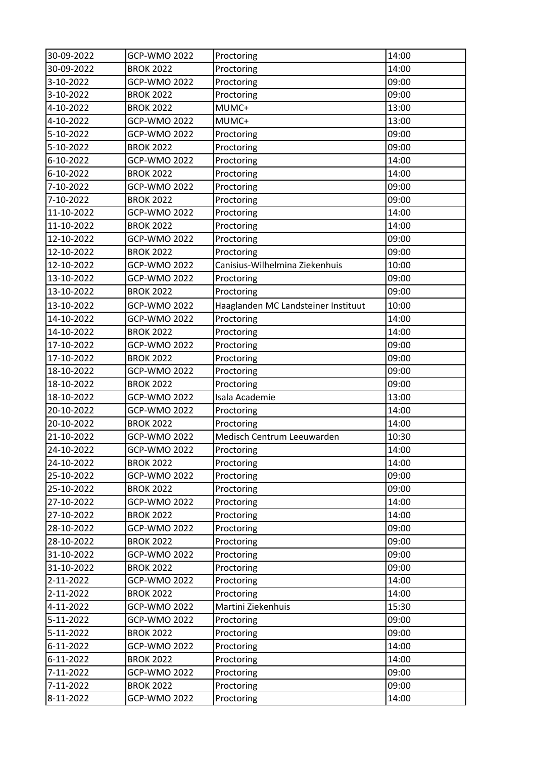| | | | |
|---|---|---|---|
| 30-09-2022 | GCP-WMO 2022 | Proctoring | 14:00 |
| 30-09-2022 | BROK 2022 | Proctoring | 14:00 |
| 3-10-2022 | GCP-WMO 2022 | Proctoring | 09:00 |
| 3-10-2022 | BROK 2022 | Proctoring | 09:00 |
| 4-10-2022 | BROK 2022 | MUMC+ | 13:00 |
| 4-10-2022 | GCP-WMO 2022 | MUMC+ | 13:00 |
| 5-10-2022 | GCP-WMO 2022 | Proctoring | 09:00 |
| 5-10-2022 | BROK 2022 | Proctoring | 09:00 |
| 6-10-2022 | GCP-WMO 2022 | Proctoring | 14:00 |
| 6-10-2022 | BROK 2022 | Proctoring | 14:00 |
| 7-10-2022 | GCP-WMO 2022 | Proctoring | 09:00 |
| 7-10-2022 | BROK 2022 | Proctoring | 09:00 |
| 11-10-2022 | GCP-WMO 2022 | Proctoring | 14:00 |
| 11-10-2022 | BROK 2022 | Proctoring | 14:00 |
| 12-10-2022 | GCP-WMO 2022 | Proctoring | 09:00 |
| 12-10-2022 | BROK 2022 | Proctoring | 09:00 |
| 12-10-2022 | GCP-WMO 2022 | Canisius-Wilhelmina Ziekenhuis | 10:00 |
| 13-10-2022 | GCP-WMO 2022 | Proctoring | 09:00 |
| 13-10-2022 | BROK 2022 | Proctoring | 09:00 |
| 13-10-2022 | GCP-WMO 2022 | Haaglanden MC Landsteiner Instituut | 10:00 |
| 14-10-2022 | GCP-WMO 2022 | Proctoring | 14:00 |
| 14-10-2022 | BROK 2022 | Proctoring | 14:00 |
| 17-10-2022 | GCP-WMO 2022 | Proctoring | 09:00 |
| 17-10-2022 | BROK 2022 | Proctoring | 09:00 |
| 18-10-2022 | GCP-WMO 2022 | Proctoring | 09:00 |
| 18-10-2022 | BROK 2022 | Proctoring | 09:00 |
| 18-10-2022 | GCP-WMO 2022 | Isala Academie | 13:00 |
| 20-10-2022 | GCP-WMO 2022 | Proctoring | 14:00 |
| 20-10-2022 | BROK 2022 | Proctoring | 14:00 |
| 21-10-2022 | GCP-WMO 2022 | Medisch Centrum Leeuwarden | 10:30 |
| 24-10-2022 | GCP-WMO 2022 | Proctoring | 14:00 |
| 24-10-2022 | BROK 2022 | Proctoring | 14:00 |
| 25-10-2022 | GCP-WMO 2022 | Proctoring | 09:00 |
| 25-10-2022 | BROK 2022 | Proctoring | 09:00 |
| 27-10-2022 | GCP-WMO 2022 | Proctoring | 14:00 |
| 27-10-2022 | BROK 2022 | Proctoring | 14:00 |
| 28-10-2022 | GCP-WMO 2022 | Proctoring | 09:00 |
| 28-10-2022 | BROK 2022 | Proctoring | 09:00 |
| 31-10-2022 | GCP-WMO 2022 | Proctoring | 09:00 |
| 31-10-2022 | BROK 2022 | Proctoring | 09:00 |
| 2-11-2022 | GCP-WMO 2022 | Proctoring | 14:00 |
| 2-11-2022 | BROK 2022 | Proctoring | 14:00 |
| 4-11-2022 | GCP-WMO 2022 | Martini Ziekenhuis | 15:30 |
| 5-11-2022 | GCP-WMO 2022 | Proctoring | 09:00 |
| 5-11-2022 | BROK 2022 | Proctoring | 09:00 |
| 6-11-2022 | GCP-WMO 2022 | Proctoring | 14:00 |
| 6-11-2022 | BROK 2022 | Proctoring | 14:00 |
| 7-11-2022 | GCP-WMO 2022 | Proctoring | 09:00 |
| 7-11-2022 | BROK 2022 | Proctoring | 09:00 |
| 8-11-2022 | GCP-WMO 2022 | Proctoring | 14:00 |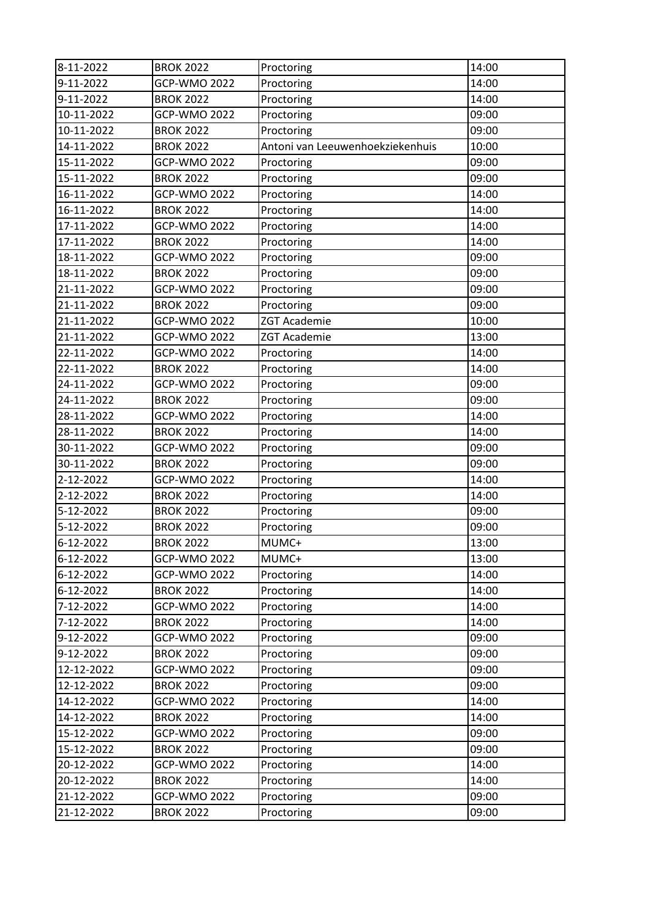| | | | |
|---|---|---|---|
| 8-11-2022 | BROK 2022 | Proctoring | 14:00 |
| 9-11-2022 | GCP-WMO 2022 | Proctoring | 14:00 |
| 9-11-2022 | BROK 2022 | Proctoring | 14:00 |
| 10-11-2022 | GCP-WMO 2022 | Proctoring | 09:00 |
| 10-11-2022 | BROK 2022 | Proctoring | 09:00 |
| 14-11-2022 | BROK 2022 | Antoni van Leeuwenhoekziekenhuis | 10:00 |
| 15-11-2022 | GCP-WMO 2022 | Proctoring | 09:00 |
| 15-11-2022 | BROK 2022 | Proctoring | 09:00 |
| 16-11-2022 | GCP-WMO 2022 | Proctoring | 14:00 |
| 16-11-2022 | BROK 2022 | Proctoring | 14:00 |
| 17-11-2022 | GCP-WMO 2022 | Proctoring | 14:00 |
| 17-11-2022 | BROK 2022 | Proctoring | 14:00 |
| 18-11-2022 | GCP-WMO 2022 | Proctoring | 09:00 |
| 18-11-2022 | BROK 2022 | Proctoring | 09:00 |
| 21-11-2022 | GCP-WMO 2022 | Proctoring | 09:00 |
| 21-11-2022 | BROK 2022 | Proctoring | 09:00 |
| 21-11-2022 | GCP-WMO 2022 | ZGT Academie | 10:00 |
| 21-11-2022 | GCP-WMO 2022 | ZGT Academie | 13:00 |
| 22-11-2022 | GCP-WMO 2022 | Proctoring | 14:00 |
| 22-11-2022 | BROK 2022 | Proctoring | 14:00 |
| 24-11-2022 | GCP-WMO 2022 | Proctoring | 09:00 |
| 24-11-2022 | BROK 2022 | Proctoring | 09:00 |
| 28-11-2022 | GCP-WMO 2022 | Proctoring | 14:00 |
| 28-11-2022 | BROK 2022 | Proctoring | 14:00 |
| 30-11-2022 | GCP-WMO 2022 | Proctoring | 09:00 |
| 30-11-2022 | BROK 2022 | Proctoring | 09:00 |
| 2-12-2022 | GCP-WMO 2022 | Proctoring | 14:00 |
| 2-12-2022 | BROK 2022 | Proctoring | 14:00 |
| 5-12-2022 | BROK 2022 | Proctoring | 09:00 |
| 5-12-2022 | BROK 2022 | Proctoring | 09:00 |
| 6-12-2022 | BROK 2022 | MUMC+ | 13:00 |
| 6-12-2022 | GCP-WMO 2022 | MUMC+ | 13:00 |
| 6-12-2022 | GCP-WMO 2022 | Proctoring | 14:00 |
| 6-12-2022 | BROK 2022 | Proctoring | 14:00 |
| 7-12-2022 | GCP-WMO 2022 | Proctoring | 14:00 |
| 7-12-2022 | BROK 2022 | Proctoring | 14:00 |
| 9-12-2022 | GCP-WMO 2022 | Proctoring | 09:00 |
| 9-12-2022 | BROK 2022 | Proctoring | 09:00 |
| 12-12-2022 | GCP-WMO 2022 | Proctoring | 09:00 |
| 12-12-2022 | BROK 2022 | Proctoring | 09:00 |
| 14-12-2022 | GCP-WMO 2022 | Proctoring | 14:00 |
| 14-12-2022 | BROK 2022 | Proctoring | 14:00 |
| 15-12-2022 | GCP-WMO 2022 | Proctoring | 09:00 |
| 15-12-2022 | BROK 2022 | Proctoring | 09:00 |
| 20-12-2022 | GCP-WMO 2022 | Proctoring | 14:00 |
| 20-12-2022 | BROK 2022 | Proctoring | 14:00 |
| 21-12-2022 | GCP-WMO 2022 | Proctoring | 09:00 |
| 21-12-2022 | BROK 2022 | Proctoring | 09:00 |